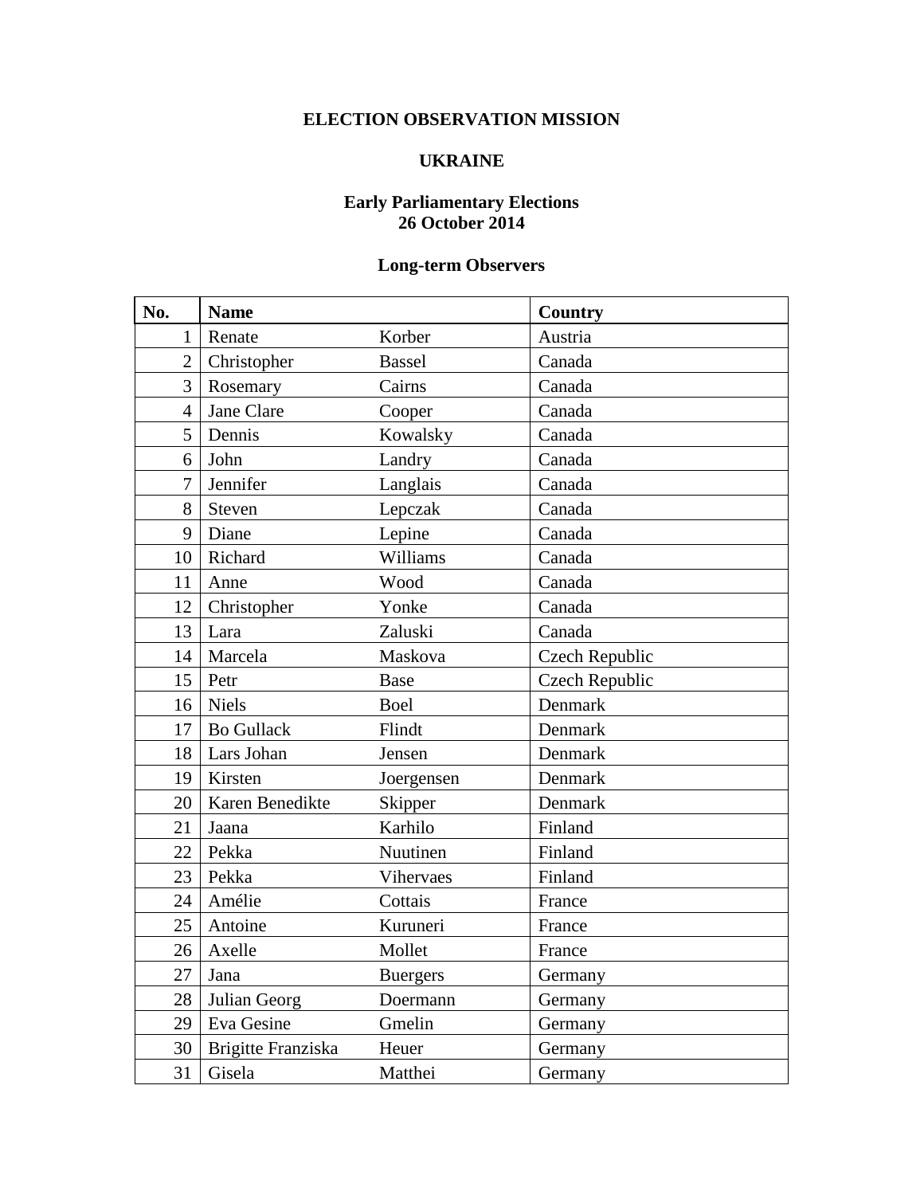# ELECTION OBSERVATION MISSION

## UKRAINE

### Early Parliamentary Elections
### 26 October 2014

### Long-term Observers

| No. | Name | | Country |
|---|---|---|---|
| 1 | Renate | Korber | Austria |
| 2 | Christopher | Bassel | Canada |
| 3 | Rosemary | Cairns | Canada |
| 4 | Jane Clare | Cooper | Canada |
| 5 | Dennis | Kowalsky | Canada |
| 6 | John | Landry | Canada |
| 7 | Jennifer | Langlais | Canada |
| 8 | Steven | Lepczak | Canada |
| 9 | Diane | Lepine | Canada |
| 10 | Richard | Williams | Canada |
| 11 | Anne | Wood | Canada |
| 12 | Christopher | Yonke | Canada |
| 13 | Lara | Zaluski | Canada |
| 14 | Marcela | Maskova | Czech Republic |
| 15 | Petr | Base | Czech Republic |
| 16 | Niels | Boel | Denmark |
| 17 | Bo Gullack | Flindt | Denmark |
| 18 | Lars Johan | Jensen | Denmark |
| 19 | Kirsten | Joergensen | Denmark |
| 20 | Karen Benedikte | Skipper | Denmark |
| 21 | Jaana | Karhilo | Finland |
| 22 | Pekka | Nuutinen | Finland |
| 23 | Pekka | Vihervaes | Finland |
| 24 | Amélie | Cottais | France |
| 25 | Antoine | Kuruneri | France |
| 26 | Axelle | Mollet | France |
| 27 | Jana | Buergers | Germany |
| 28 | Julian Georg | Doermann | Germany |
| 29 | Eva Gesine | Gmelin | Germany |
| 30 | Brigitte Franziska | Heuer | Germany |
| 31 | Gisela | Matthei | Germany |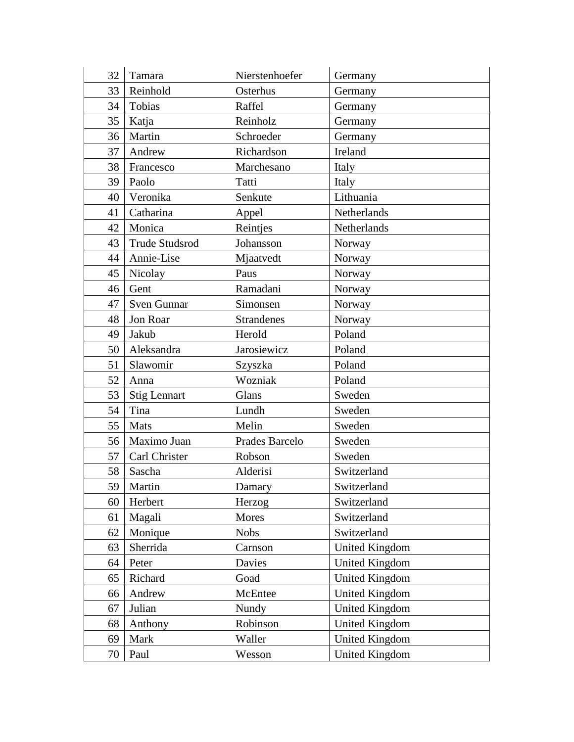| | | | |
|---|---|---|---|
| 32 | Tamara | Nierstenhoefer | Germany |
| 33 | Reinhold | Osterhus | Germany |
| 34 | Tobias | Raffel | Germany |
| 35 | Katja | Reinholz | Germany |
| 36 | Martin | Schroeder | Germany |
| 37 | Andrew | Richardson | Ireland |
| 38 | Francesco | Marchesano | Italy |
| 39 | Paolo | Tatti | Italy |
| 40 | Veronika | Senkute | Lithuania |
| 41 | Catharina | Appel | Netherlands |
| 42 | Monica | Reintjes | Netherlands |
| 43 | Trude Studsrod | Johansson | Norway |
| 44 | Annie-Lise | Mjaatvedt | Norway |
| 45 | Nicolay | Paus | Norway |
| 46 | Gent | Ramadani | Norway |
| 47 | Sven Gunnar | Simonsen | Norway |
| 48 | Jon Roar | Strandenes | Norway |
| 49 | Jakub | Herold | Poland |
| 50 | Aleksandra | Jarosiewicz | Poland |
| 51 | Slawomir | Szyszka | Poland |
| 52 | Anna | Wozniak | Poland |
| 53 | Stig Lennart | Glans | Sweden |
| 54 | Tina | Lundh | Sweden |
| 55 | Mats | Melin | Sweden |
| 56 | Maximo Juan | Prades Barcelo | Sweden |
| 57 | Carl Christer | Robson | Sweden |
| 58 | Sascha | Alderisi | Switzerland |
| 59 | Martin | Damary | Switzerland |
| 60 | Herbert | Herzog | Switzerland |
| 61 | Magali | Mores | Switzerland |
| 62 | Monique | Nobs | Switzerland |
| 63 | Sherrida | Carnson | United Kingdom |
| 64 | Peter | Davies | United Kingdom |
| 65 | Richard | Goad | United Kingdom |
| 66 | Andrew | McEntee | United Kingdom |
| 67 | Julian | Nundy | United Kingdom |
| 68 | Anthony | Robinson | United Kingdom |
| 69 | Mark | Waller | United Kingdom |
| 70 | Paul | Wesson | United Kingdom |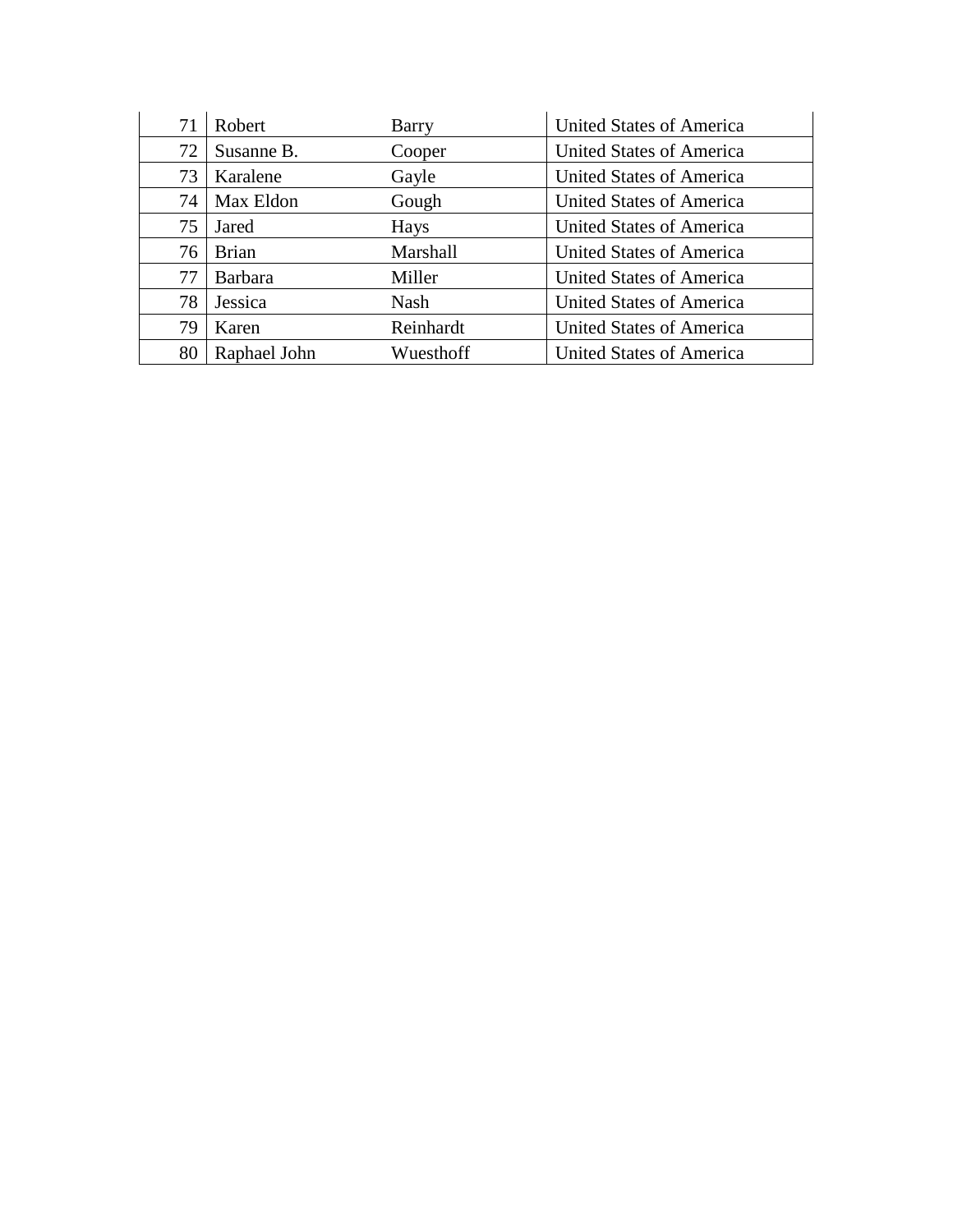| | | | |
|---|---|---|---|
| 71 | Robert | Barry | United States of America |
| 72 | Susanne B. | Cooper | United States of America |
| 73 | Karalene | Gayle | United States of America |
| 74 | Max Eldon | Gough | United States of America |
| 75 | Jared | Hays | United States of America |
| 76 | Brian | Marshall | United States of America |
| 77 | Barbara | Miller | United States of America |
| 78 | Jessica | Nash | United States of America |
| 79 | Karen | Reinhardt | United States of America |
| 80 | Raphael John | Wuesthoff | United States of America |